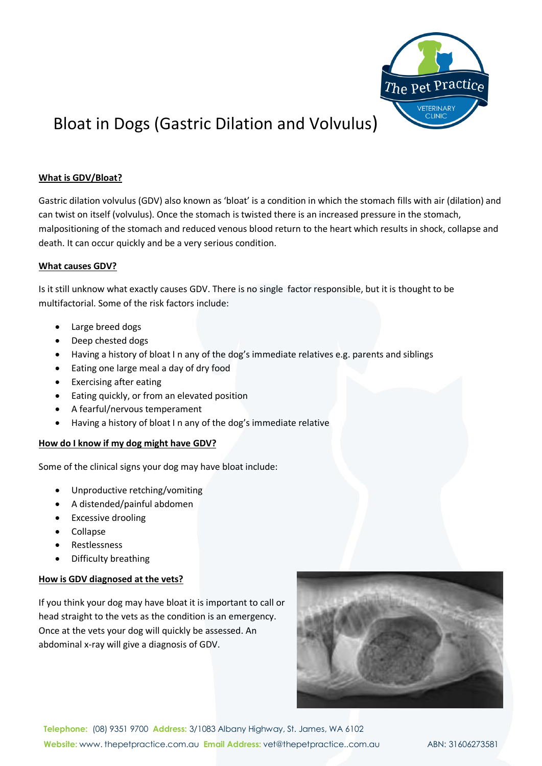# Bloat in Dogs (Gastric Dilation and Volvulus)

**What is GDV/Bloat?**

Gastric dilation volvulus (GDV) also known as 'bloat' is a condition in which the stomach fills with air (dilation) and can twist on itself (volvulus). Once the stomach is twisted there is an increased pressure in the stomach, malpositioning of the stomach and reduced venous blood return to the heart which results in shock, collapse and death. It can occur quickly and be a very serious condition.

**What causes GDV?**

Is it still unknow what exactly causes GDV. There is no single factor responsible, but it is thought to be multifactorial. Some of the risk factors include:

- Large breed dogs
- Deep chested dogs
- Having a history of bloat I n any of the dog's immediate relatives e.g. parents and siblings
- Eating one large meal a day of dry food
- Exercising after eating
- Eating quickly, or from an elevated position
- A fearful/nervous temperament
- Having a history of bloat I n any of the dog's immediate relative

**How do I know if my dog might have GDV?**

Some of the clinical signs your dog may have bloat include:

- Unproductive retching/vomiting
- A distended/painful abdomen
- Excessive drooling
- Collapse
- Restlessness
- Difficulty breathing

**How is GDV diagnosed at the vets?**

If you think your dog may have bloat it is important to call or head straight to the vets as the condition is an emergency. Once at the vets your dog will quickly be assessed. An abdominal x-ray will give a diagnosis of GDV.

**Telephone:** (08) 9351 9700 **Address:** 3/1083 Albany Highway, St. James, WA 6102
**Website:** www. thepetpractice.com.au **Email Address:** vet@thepetpractice..com.au ABN: 31606273581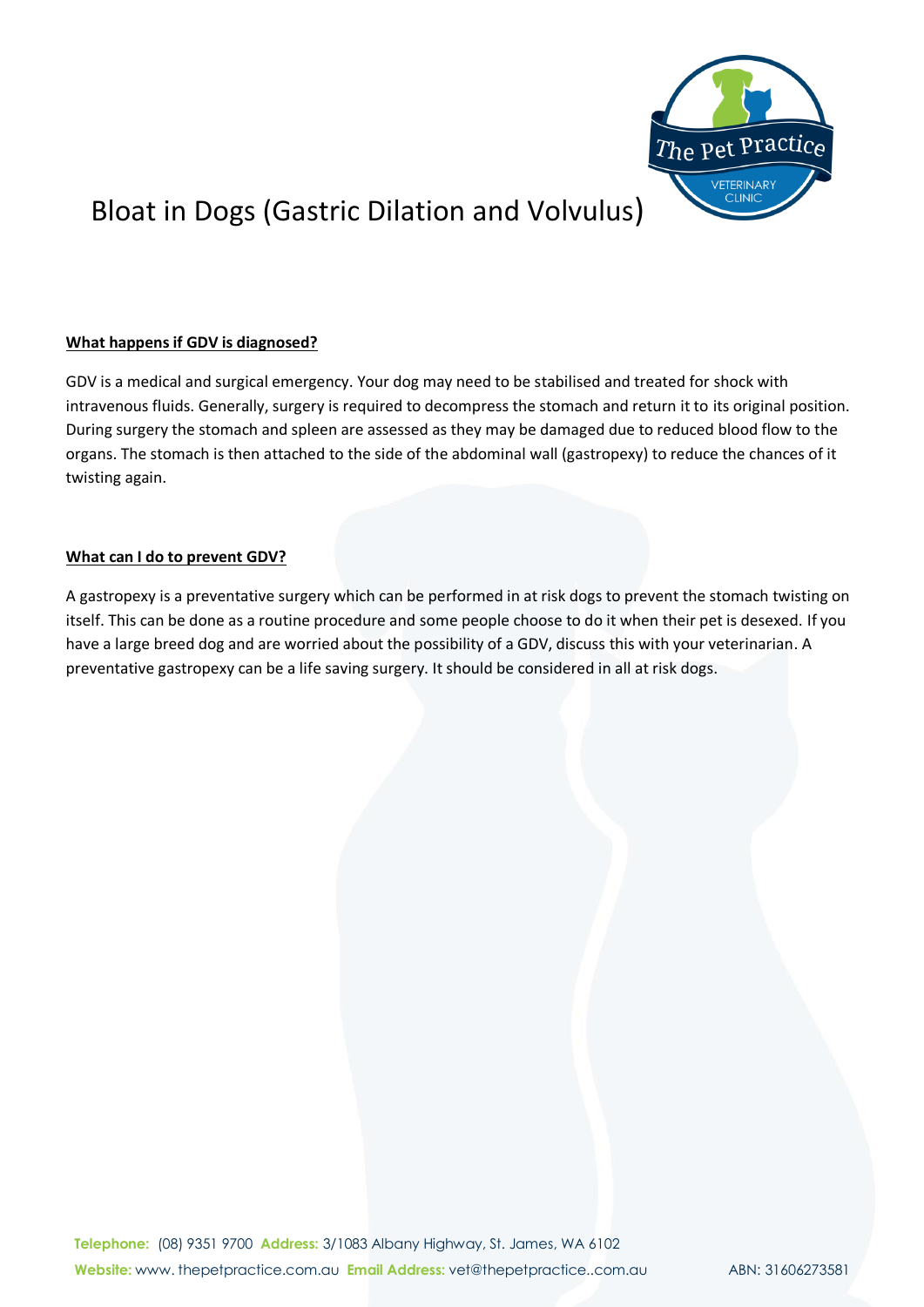# Bloat in Dogs (Gastric Dilation and Volvulus)

**What happens if GDV is diagnosed?**

GDV is a medical and surgical emergency. Your dog may need to be stabilised and treated for shock with intravenous fluids. Generally, surgery is required to decompress the stomach and return it to its original position. During surgery the stomach and spleen are assessed as they may be damaged due to reduced blood flow to the organs. The stomach is then attached to the side of the abdominal wall (gastropexy) to reduce the chances of it twisting again.

**What can I do to prevent GDV?**

A gastropexy is a preventative surgery which can be performed in at risk dogs to prevent the stomach twisting on itself. This can be done as a routine procedure and some people choose to do it when their pet is desexed. If you have a large breed dog and are worried about the possibility of a GDV, discuss this with your veterinarian. A preventative gastropexy can be a life saving surgery. It should be considered in all at risk dogs.

**Telephone:** (08) 9351 9700 **Address:** 3/1083 Albany Highway, St. James, WA 6102
**Website:** www. thepetpractice.com.au **Email Address:** vet@thepetpractice..com.au ABN: 31606273581